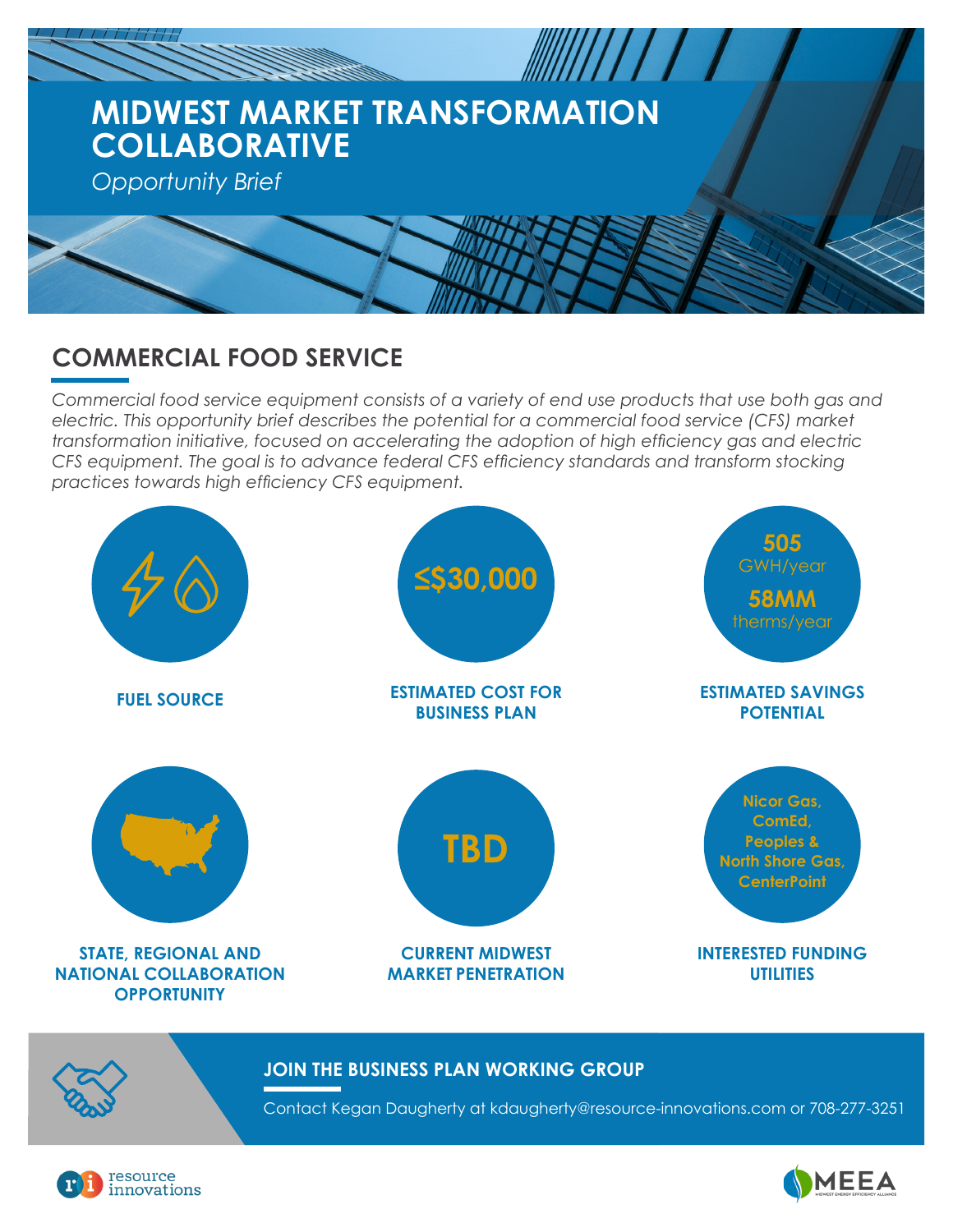# MIDWEST MARKET TRANSFORMATION COLLABORATIVE

*Opportunity Brief*

## COMMERCIAL FOOD SERVICE

*Commercial food service equipment consists of a variety of end use products that use both gas and electric. This opportunity brief describes the potential for a commercial food service (CFS) market transformation initiative, focused on accelerating the adoption of high efficiency gas and electric CFS equipment. The goal is to advance federal CFS efficiency standards and transform stocking practices towards high efficiency CFS equipment.*

**FUEL SOURCE**

**≤$30,000**

**ESTIMATED COST FOR BUSINESS PLAN**

**505** GWH/year

**58MM** therms/year

**ESTIMATED SAVINGS POTENTIAL**

**STATE, REGIONAL AND NATIONAL COLLABORATION OPPORTUNITY**

**TBD**

**CURRENT MIDWEST MARKET PENETRATION**

**Nicor Gas, ComEd, Peoples & North Shore Gas, CenterPoint**

**INTERESTED FUNDING UTILITIES**

### JOIN THE BUSINESS PLAN WORKING GROUP

Contact Kegan Daugherty at kdaugherty@resource-innovations.com or 708-277-3251

resource innovations

MEEA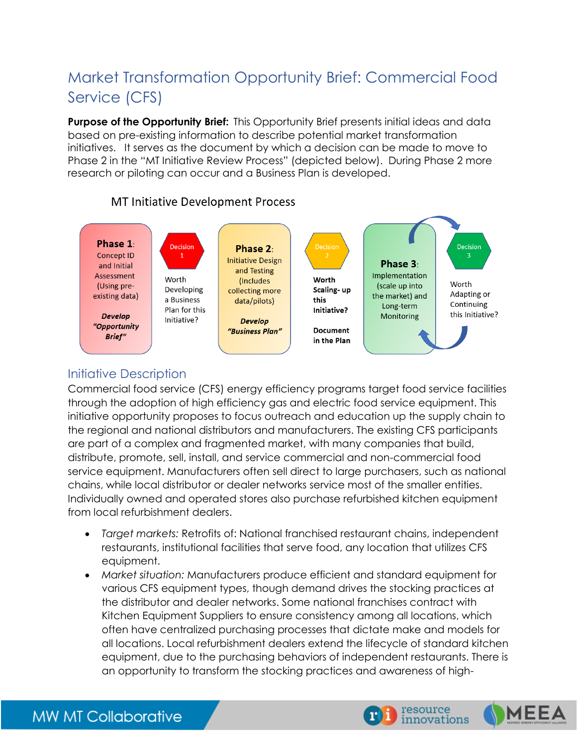# Market Transformation Opportunity Brief: Commercial Food Service (CFS)

**Purpose of the Opportunity Brief:** This Opportunity Brief presents initial ideas and data based on pre-existing information to describe potential market transformation initiatives. It serves as the document by which a decision can be made to move to Phase 2 in the "MT Initiative Review Process" (depicted below). During Phase 2 more research or piloting can occur and a Business Plan is developed.

MT Initiative Development Process

**Phase 1**: Concept ID and Initial Assessment (Using pre-existing data)
***Develop "Opportunity Brief"***

Decision 1
Worth Developing a Business Plan for this Initiative?

**Phase 2**: Initiative Design and Testing (Includes collecting more data/pilots)
***Develop "Business Plan"***

Decision 2
**Worth Scaling- up this Initiative?**
**Document in the Plan**

**Phase 3**: Implementation (scale up into the market) and Long-term Monitoring

Decision 3
Worth Adapting or Continuing this Initiative?

## Initiative Description

Commercial food service (CFS) energy efficiency programs target food service facilities through the adoption of high efficiency gas and electric food service equipment. This initiative opportunity proposes to focus outreach and education up the supply chain to the regional and national distributors and manufacturers. The existing CFS participants are part of a complex and fragmented market, with many companies that build, distribute, promote, sell, install, and service commercial and non-commercial food service equipment. Manufacturers often sell direct to large purchasers, such as national chains, while local distributor or dealer networks service most of the smaller entities. Individually owned and operated stores also purchase refurbished kitchen equipment from local refurbishment dealers.

- *Target markets:* Retrofits of: National franchised restaurant chains, independent restaurants, institutional facilities that serve food, any location that utilizes CFS equipment.
- *Market situation:* Manufacturers produce efficient and standard equipment for various CFS equipment types, though demand drives the stocking practices at the distributor and dealer networks. Some national franchises contract with Kitchen Equipment Suppliers to ensure consistency among all locations, which often have centralized purchasing processes that dictate make and models for all locations. Local refurbishment dealers extend the lifecycle of standard kitchen equipment, due to the purchasing behaviors of independent restaurants. There is an opportunity to transform the stocking practices and awareness of high-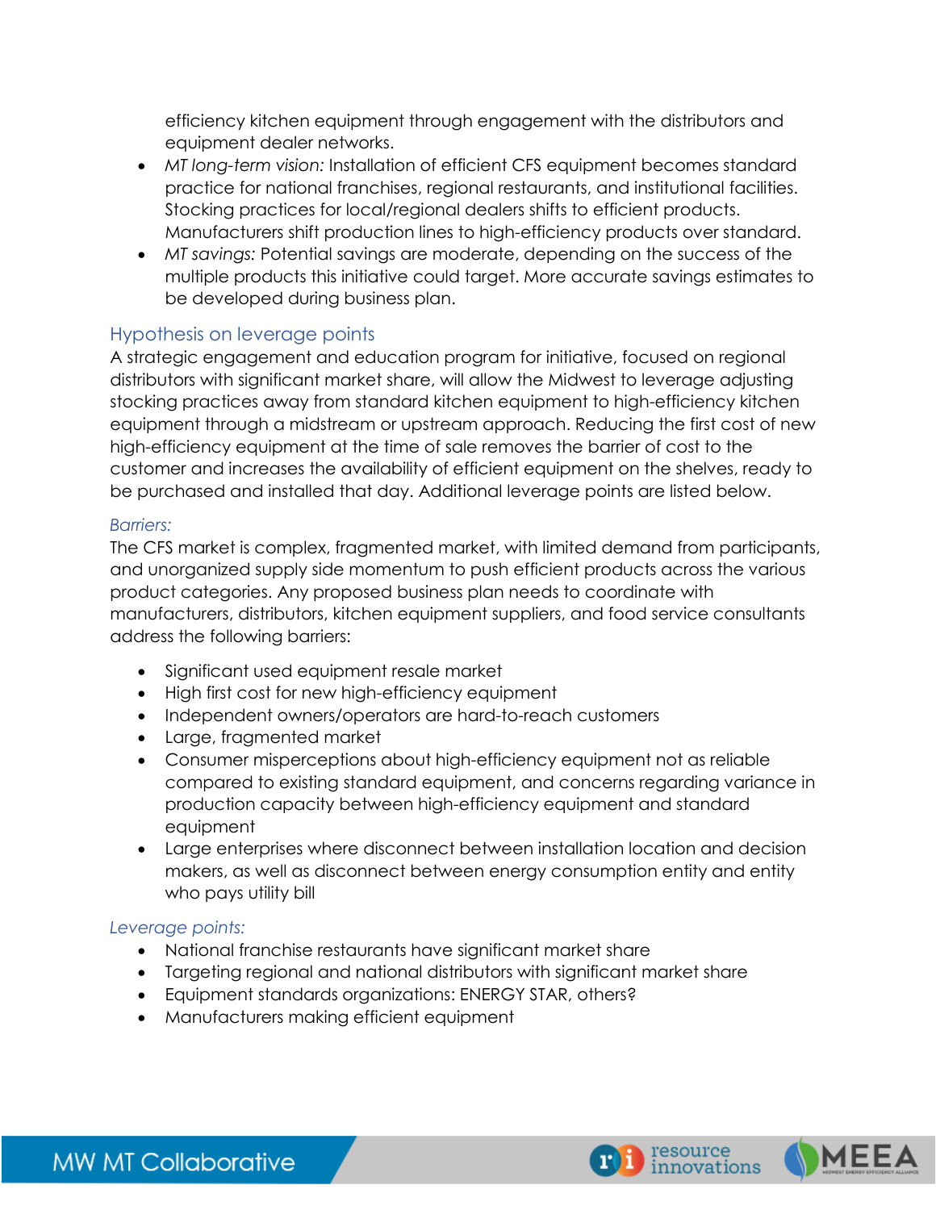efficiency kitchen equipment through engagement with the distributors and equipment dealer networks.

- *MT long-term vision:* Installation of efficient CFS equipment becomes standard practice for national franchises, regional restaurants, and institutional facilities. Stocking practices for local/regional dealers shifts to efficient products. Manufacturers shift production lines to high-efficiency products over standard.
- *MT savings:* Potential savings are moderate, depending on the success of the multiple products this initiative could target. More accurate savings estimates to be developed during business plan.

## Hypothesis on leverage points

A strategic engagement and education program for initiative, focused on regional distributors with significant market share, will allow the Midwest to leverage adjusting stocking practices away from standard kitchen equipment to high-efficiency kitchen equipment through a midstream or upstream approach. Reducing the first cost of new high-efficiency equipment at the time of sale removes the barrier of cost to the customer and increases the availability of efficient equipment on the shelves, ready to be purchased and installed that day. Additional leverage points are listed below.

### *Barriers:*

The CFS market is complex, fragmented market, with limited demand from participants, and unorganized supply side momentum to push efficient products across the various product categories. Any proposed business plan needs to coordinate with manufacturers, distributors, kitchen equipment suppliers, and food service consultants address the following barriers:

- Significant used equipment resale market
- High first cost for new high-efficiency equipment
- Independent owners/operators are hard-to-reach customers
- Large, fragmented market
- Consumer misperceptions about high-efficiency equipment not as reliable compared to existing standard equipment, and concerns regarding variance in production capacity between high-efficiency equipment and standard equipment
- Large enterprises where disconnect between installation location and decision makers, as well as disconnect between energy consumption entity and entity who pays utility bill

### *Leverage points:*

- National franchise restaurants have significant market share
- Targeting regional and national distributors with significant market share
- Equipment standards organizations: ENERGY STAR, others?
- Manufacturers making efficient equipment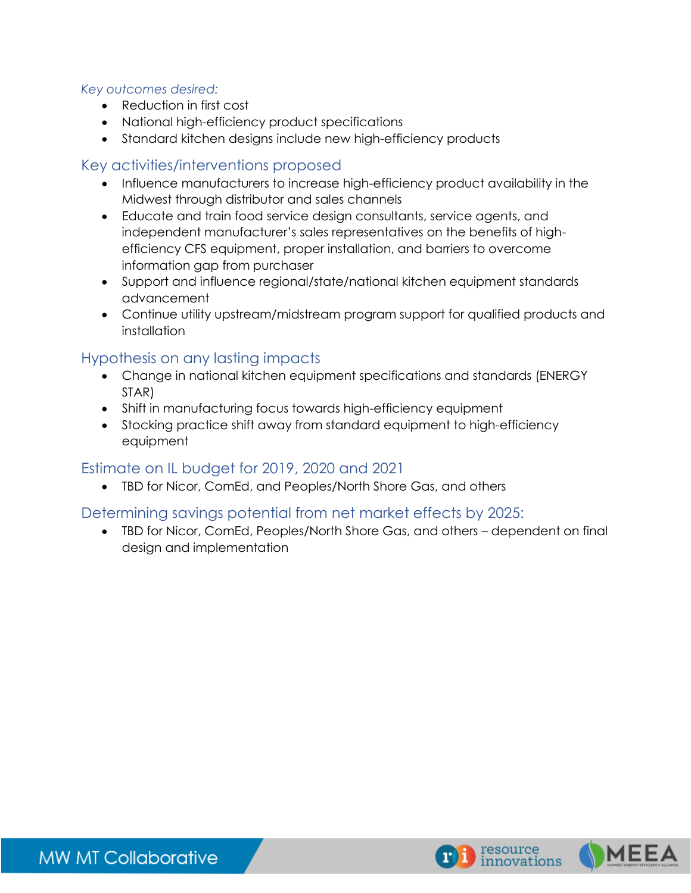*Key outcomes desired:*

- Reduction in first cost
- National high-efficiency product specifications
- Standard kitchen designs include new high-efficiency products

## Key activities/interventions proposed

- Influence manufacturers to increase high-efficiency product availability in the Midwest through distributor and sales channels
- Educate and train food service design consultants, service agents, and independent manufacturer's sales representatives on the benefits of high-efficiency CFS equipment, proper installation, and barriers to overcome information gap from purchaser
- Support and influence regional/state/national kitchen equipment standards advancement
- Continue utility upstream/midstream program support for qualified products and installation

## Hypothesis on any lasting impacts

- Change in national kitchen equipment specifications and standards (ENERGY STAR)
- Shift in manufacturing focus towards high-efficiency equipment
- Stocking practice shift away from standard equipment to high-efficiency equipment

## Estimate on IL budget for 2019, 2020 and 2021

- TBD for Nicor, ComEd, and Peoples/North Shore Gas, and others

## Determining savings potential from net market effects by 2025:

- TBD for Nicor, ComEd, Peoples/North Shore Gas, and others – dependent on final design and implementation